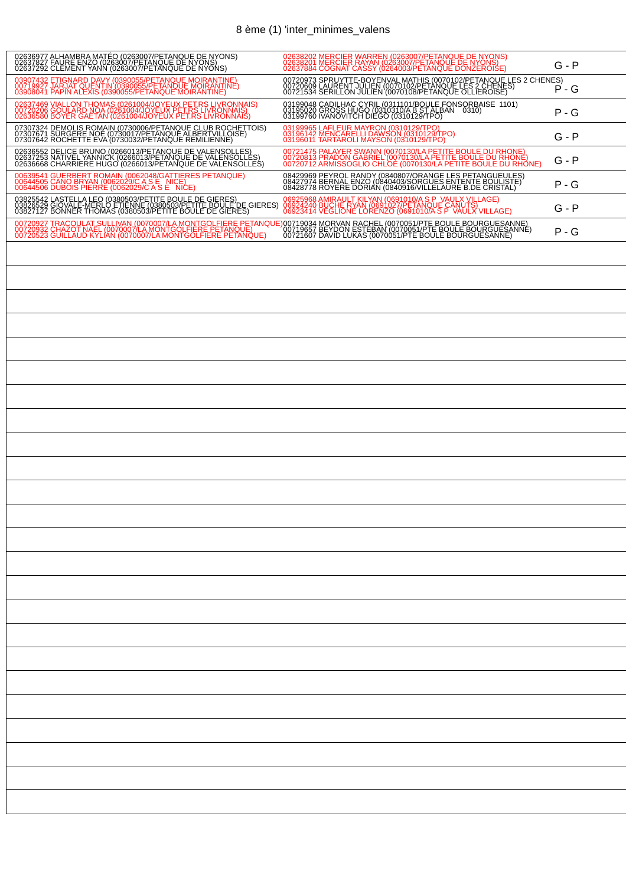# 8 ème (1) 'inter_minimes_valens

| Équipe 1 | Équipe 2 | Résultat |
|---|---|---|
| 02636977 ALHAMBRA MATÉO (0263007/PETANQUE DE NYONS)<br>02637827 FAURE ENZO (0263007/PETANQUE DE NYONS)<br>02637292 CLEMENT YANN (0263007/PETANQUE DE NYONS) | 02638202 MERCIER WARREN (0263007/PETANQUE DE NYONS)<br>02638201 MERCIER RAYAN (0263007/PETANQUE DE NYONS)<br>02637884 COGNAT CASSY (0264003/PETANQUE DONZEROISE) | G - P |
| 03907432 ETIGNARD DAVY (0390055/PETANQUE MOIRANTINE)<br>00719927 JARJAT QUENTIN (0390055/PETANQUE MOIRANTINE)<br>03908041 PAPIN ALEXIS (0390055/PETANQUE MOIRANTINE) | 00720973 SPRUYTTE-BOYENVAL MATHIS (0070102/PETANQUE LES 2 CHENES)<br>00720609 LAURENT JULIEN (0070102/PETANQUE LES 2 CHENES)<br>00721534 SERILLON JULIEN (0070108/PETANQUE OLLIEROISE) | P - G |
| 02637469 VIALLON THOMAS (0261004/JOYEUX PET.RS LIVRONNAIS)<br>00720206 GOULARD NOA (0261004/JOYEUX PET.RS LIVRONNAIS)<br>02636580 BOYER GAETAN (0261004/JOYEUX PET.RS LIVRONNAIS) | 03199048 CADILHAC CYRIL (0311101/BOULE FONSORBAISE 1101)<br>03195020 GROSS HUGO (0310310/A B ST ALBAN 0310)<br>03199760 IVANOVITCH DIEGO (0310129/TPO) | P - G |
| 07307324 DEMOLIS ROMAIN (0730006/PETANQUE CLUB ROCHETTOIS)<br>07307671 SURGERE NOÉ (0730017/PETANQUE ALBERTVILLOISE)<br>07307642 ROCHETTE EVA (0730032/PETANQUE REMILIENNE) | 03199965 LAFLEUR MAYRON (0310129/TPO)<br>03196142 MENCARELLI DAWSON (0310129/TPO)<br>03196011 TARTAROLI MAYSON (0310129/TPO) | G - P |
| 02636552 DELICE BRUNO (0266013/PETANQUE DE VALENSOLLES)<br>02637253 NATIVEL YANNICK (0266013/PETANQUE DE VALENSOLLES)<br>02636668 CHARRIERE HUGO (0266013/PETANQUE DE VALENSOLLES) | 00721475 PALAYER SWANN (0070130/LA PETITE BOULE DU RHONE)<br>00720813 PRADON GABRIEL (0070130/LA PETITE BOULE DU RHONE)<br>00720712 ARMISSOGLIO CHLOÉ (0070130/LA PETITE BOULE DU RHONE) | G - P |
| 00639541 GUERBERT ROMAIN (0062048/GATTIERES PETANQUE)<br>00644505 CANO BRYAN (0062029/C A S E NICE)<br>00644506 DUBOIS PIERRE (0062029/C A S E NICE) | 08429969 PEYROL RANDY (0840807/ORANGE LES PETANGUEULES)<br>08427974 BERNAL ENZO (0840403/SORGUES ENTENTE BOULISTE)<br>08428778 ROYERE DORIAN (0840916/VILLELAURE B.DE CRISTAL) | P - G |
| 03825542 LASTELLA LEO (0380503/PETITE BOULE DE GIERES)<br>03826529 GIOVALE-MERLO ETIENNE (0380503/PETITE BOULE DE GIERES)<br>03827127 BONNER THOMAS (0380503/PETITE BOULE DE GIERES) | 06925968 AMIRAULT KILYAN (0691010/A S P VAULX VILLAGE)<br>06924240 BUCHE RYAN (0691027/PETANQUE CANUTS)<br>06923414 VEGLIONE LORENZO (0691010/A S P VAULX VILLAGE) | G - P |
| 00720927 TRACOULAT SULLIVAN (0070007/LA MONTGOLFIERE PETANQUE)<br>00720932 CHAZOT NAEL (0070007/LA MONTGOLFIERE PETANQUE)<br>00720523 GUILLAUD KYLIAN (0070007/LA MONTGOLFIERE PETANQUE) | 00719034 MORVAN RACHEL (0070051/PTE BOULE BOURGUESANNE)<br>00719657 BEYDON ESTEBAN (0070051/PTE BOULE BOURGUESANNE)<br>00721607 DAVID LUKAS (0070051/PTE BOULE BOURGUESANNE) | P - G |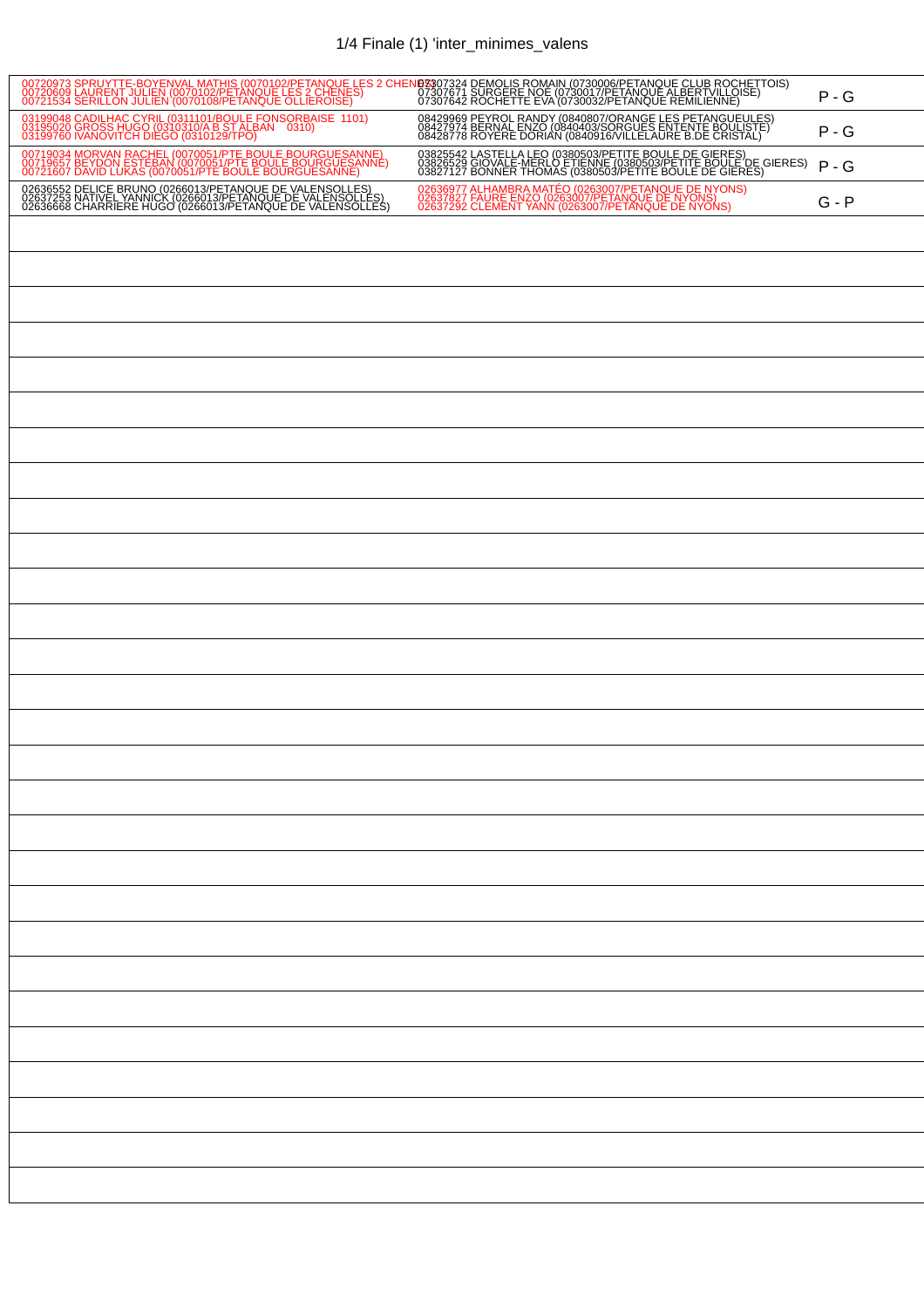# 1/4 Finale (1) 'inter_minimes_valens

| Équipe 1 | Équipe 2 | Résultat |
|---|---|---|
| 00720973 SPRUYTTE-BOYENVAL MATHIS (0070102/PETANQUE LES 2 CHENES)<br>00720609 LAURENT JULIEN (0070102/PETANQUE LES 2 CHENES)<br>00721534 SERILLON JULIEN (0070108/PETANQUE OLLIEROISE) | 07307324 DEMOLIS ROMAIN (0730006/PETANQUE CLUB ROCHETTOIS)<br>07307671 SURGERE NOE (0730017/PETANQUE ALBERTVILLOISE)<br>07307642 ROCHETTE EVA (0730032/PETANQUE REMILIENNE) | P - G |
| 03199048 CADILHAC CYRIL (0311101/BOULE FONSORBAISE 1101)<br>03195020 GROSS HUGO (0310310/A B ST ALBAN 0310)<br>03199760 IVANOVITCH DIEGO (0310129/TPO) | 08429969 PEYROL RANDY (0840807/ORANGE LES PETANGUEULES)<br>08427974 BERNAL ENZO (0840403/SORGUES ENTENTE BOULISTE)<br>08428778 ROYERE DORIAN (0840916/VILLELAURE B.DE CRISTAL) | P - G |
| 00719034 MORVAN RACHEL (0070051/PTE BOULE BOURGUESANNE)<br>00719657 BEYDON ESTEBAN (0070051/PTE BOULE BOURGUESANNE)<br>00721607 DAVID LUKAS (0070051/PTE BOULE BOURGUESANNE) | 03825542 LASTELLA LEO (0380503/PETITE BOULE DE GIERES)<br>03826529 GIOVALE-MERLO ETIENNE (0380503/PETITE BOULE DE GIERES)<br>03827127 BONNER THOMAS (0380503/PETITE BOULE DE GIERES) | P - G |
| 02636552 DELICE BRUNO (0266013/PETANQUE DE VALENSOLLES)<br>02637253 NATIVEL YANNICK (0266013/PETANQUE DE VALENSOLLES)<br>02636668 CHARRIERE HUGO (0266013/PETANQUE DE VALENSOLLES) | 02636977 ALHAMBRA MATEO (0263007/PETANQUE DE NYONS)<br>02637827 FAURE ENZO (0263007/PETANQUE DE NYONS)<br>02637292 CLEMENT YANN (0263007/PETANQUE DE NYONS) | G - P |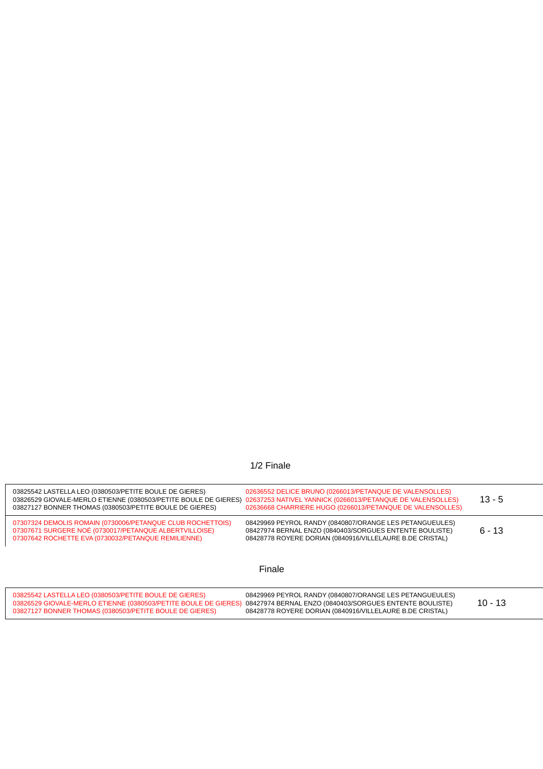## 1/2 Finale

| | | |
|---|---|---|
| 03825542 LASTELLA LEO (0380503/PETITE BOULE DE GIERES)<br>03826529 GIOVALE-MERLO ETIENNE (0380503/PETITE BOULE DE GIERES)<br>03827127 BONNER THOMAS (0380503/PETITE BOULE DE GIERES) | 02636552 DELICE BRUNO (0266013/PETANQUE DE VALENSOLLES)<br>02637253 NATIVEL YANNICK (0266013/PETANQUE DE VALENSOLLES)<br>02636668 CHARRIERE HUGO (0266013/PETANQUE DE VALENSOLLES) | 13 - 5 |
| 07307324 DEMOLIS ROMAIN (0730006/PETANQUE CLUB ROCHETTOIS)<br>07307671 SURGERE NOÉ (0730017/PETANQUE ALBERTVILLOISE)<br>07307642 ROCHETTE EVA (0730032/PETANQUE REMILIENNE) | 08429969 PEYROL RANDY (0840807/ORANGE LES PETANGUEULES)<br>08427974 BERNAL ENZO (0840403/SORGUES ENTENTE BOULISTE)<br>08428778 ROYERE DORIAN (0840916/VILLELAURE B.DE CRISTAL) | 6 - 13 |

## Finale

| | | |
|---|---|---|
| 03825542 LASTELLA LEO (0380503/PETITE BOULE DE GIERES)<br>03826529 GIOVALE-MERLO ETIENNE (0380503/PETITE BOULE DE GIERES)<br>03827127 BONNER THOMAS (0380503/PETITE BOULE DE GIERES) | 08429969 PEYROL RANDY (0840807/ORANGE LES PETANGUEULES)<br>08427974 BERNAL ENZO (0840403/SORGUES ENTENTE BOULISTE)<br>08428778 ROYERE DORIAN (0840916/VILLELAURE B.DE CRISTAL) | 10 - 13 |